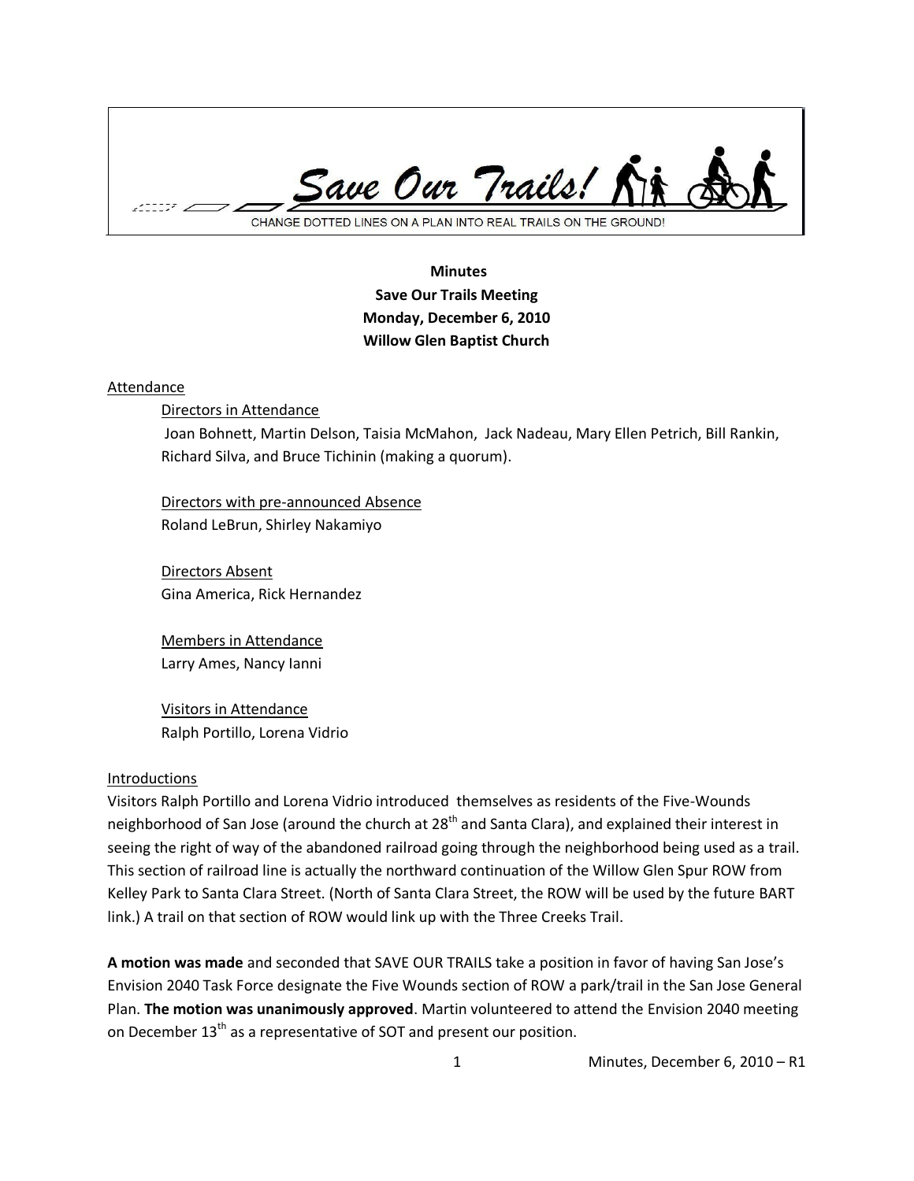Save Our Trails!

CHANGE DOTTED LINES ON A PLAN INTO REAL TRAILS ON THE GROUND!

**Minutes**
**Save Our Trails Meeting**
**Monday, December 6, 2010**
**Willow Glen Baptist Church**

## Attendance

Directors in Attendance
Joan Bohnett, Martin Delson, Taisia McMahon, Jack Nadeau, Mary Ellen Petrich, Bill Rankin, Richard Silva, and Bruce Tichinin (making a quorum).

Directors with pre-announced Absence
Roland LeBrun, Shirley Nakamiyo

Directors Absent
Gina America, Rick Hernandez

Members in Attendance
Larry Ames, Nancy Ianni

Visitors in Attendance
Ralph Portillo, Lorena Vidrio

## Introductions

Visitors Ralph Portillo and Lorena Vidrio introduced themselves as residents of the Five-Wounds neighborhood of San Jose (around the church at 28th and Santa Clara), and explained their interest in seeing the right of way of the abandoned railroad going through the neighborhood being used as a trail. This section of railroad line is actually the northward continuation of the Willow Glen Spur ROW from Kelley Park to Santa Clara Street. (North of Santa Clara Street, the ROW will be used by the future BART link.) A trail on that section of ROW would link up with the Three Creeks Trail.

**A motion was made** and seconded that SAVE OUR TRAILS take a position in favor of having San Jose's Envision 2040 Task Force designate the Five Wounds section of ROW a park/trail in the San Jose General Plan. **The motion was unanimously approved**. Martin volunteered to attend the Envision 2040 meeting on December 13th as a representative of SOT and present our position.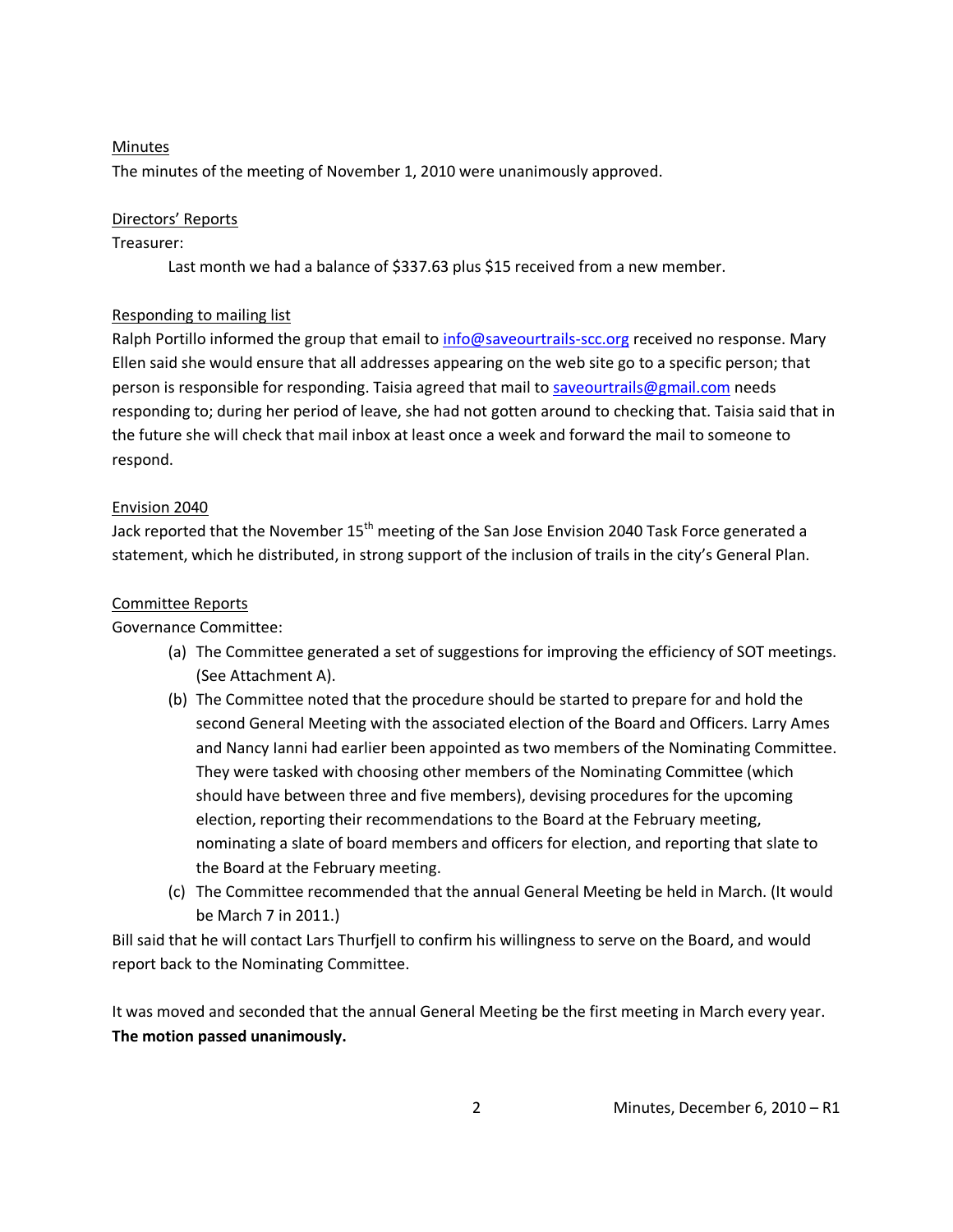Minutes

The minutes of the meeting of November 1, 2010 were unanimously approved.

Directors' Reports

Treasurer:

Last month we had a balance of $337.63 plus $15 received from a new member.

Responding to mailing list

Ralph Portillo informed the group that email to info@saveourtrails-scc.org received no response. Mary Ellen said she would ensure that all addresses appearing on the web site go to a specific person; that person is responsible for responding. Taisia agreed that mail to saveourtrails@gmail.com needs responding to; during her period of leave, she had not gotten around to checking that. Taisia said that in the future she will check that mail inbox at least once a week and forward the mail to someone to respond.

Envision 2040

Jack reported that the November 15th meeting of the San Jose Envision 2040 Task Force generated a statement, which he distributed, in strong support of the inclusion of trails in the city's General Plan.

Committee Reports

Governance Committee:

(a) The Committee generated a set of suggestions for improving the efficiency of SOT meetings. (See Attachment A).

(b) The Committee noted that the procedure should be started to prepare for and hold the second General Meeting with the associated election of the Board and Officers. Larry Ames and Nancy Ianni had earlier been appointed as two members of the Nominating Committee. They were tasked with choosing other members of the Nominating Committee (which should have between three and five members), devising procedures for the upcoming election, reporting their recommendations to the Board at the February meeting, nominating a slate of board members and officers for election, and reporting that slate to the Board at the February meeting.

(c) The Committee recommended that the annual General Meeting be held in March. (It would be March 7 in 2011.)

Bill said that he will contact Lars Thurfjell to confirm his willingness to serve on the Board, and would report back to the Nominating Committee.

It was moved and seconded that the annual General Meeting be the first meeting in March every year. **The motion passed unanimously.**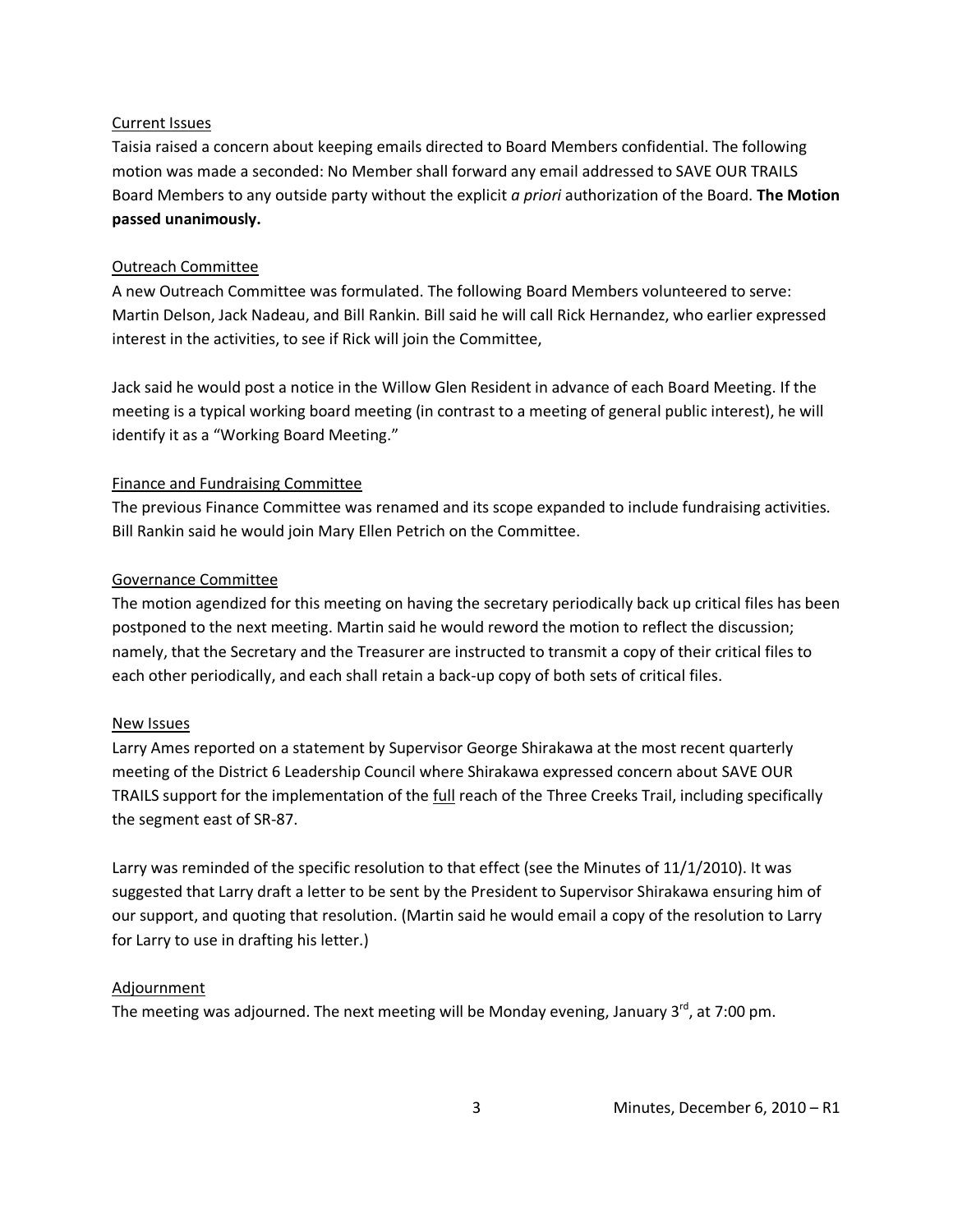<u>Current Issues</u>

Taisia raised a concern about keeping emails directed to Board Members confidential. The following motion was made a seconded: No Member shall forward any email addressed to SAVE OUR TRAILS Board Members to any outside party without the explicit *a priori* authorization of the Board. **The Motion passed unanimously.**

<u>Outreach Committee</u>

A new Outreach Committee was formulated. The following Board Members volunteered to serve: Martin Delson, Jack Nadeau, and Bill Rankin. Bill said he will call Rick Hernandez, who earlier expressed interest in the activities, to see if Rick will join the Committee,

Jack said he would post a notice in the Willow Glen Resident in advance of each Board Meeting. If the meeting is a typical working board meeting (in contrast to a meeting of general public interest), he will identify it as a "Working Board Meeting."

<u>Finance and Fundraising Committee</u>

The previous Finance Committee was renamed and its scope expanded to include fundraising activities. Bill Rankin said he would join Mary Ellen Petrich on the Committee.

<u>Governance Committee</u>

The motion agendized for this meeting on having the secretary periodically back up critical files has been postponed to the next meeting. Martin said he would reword the motion to reflect the discussion; namely, that the Secretary and the Treasurer are instructed to transmit a copy of their critical files to each other periodically, and each shall retain a back-up copy of both sets of critical files.

<u>New Issues</u>

Larry Ames reported on a statement by Supervisor George Shirakawa at the most recent quarterly meeting of the District 6 Leadership Council where Shirakawa expressed concern about SAVE OUR TRAILS support for the implementation of the <u>full</u> reach of the Three Creeks Trail, including specifically the segment east of SR-87.

Larry was reminded of the specific resolution to that effect (see the Minutes of 11/1/2010). It was suggested that Larry draft a letter to be sent by the President to Supervisor Shirakawa ensuring him of our support, and quoting that resolution. (Martin said he would email a copy of the resolution to Larry for Larry to use in drafting his letter.)

<u>Adjournment</u>

The meeting was adjourned. The next meeting will be Monday evening, January 3rd, at 7:00 pm.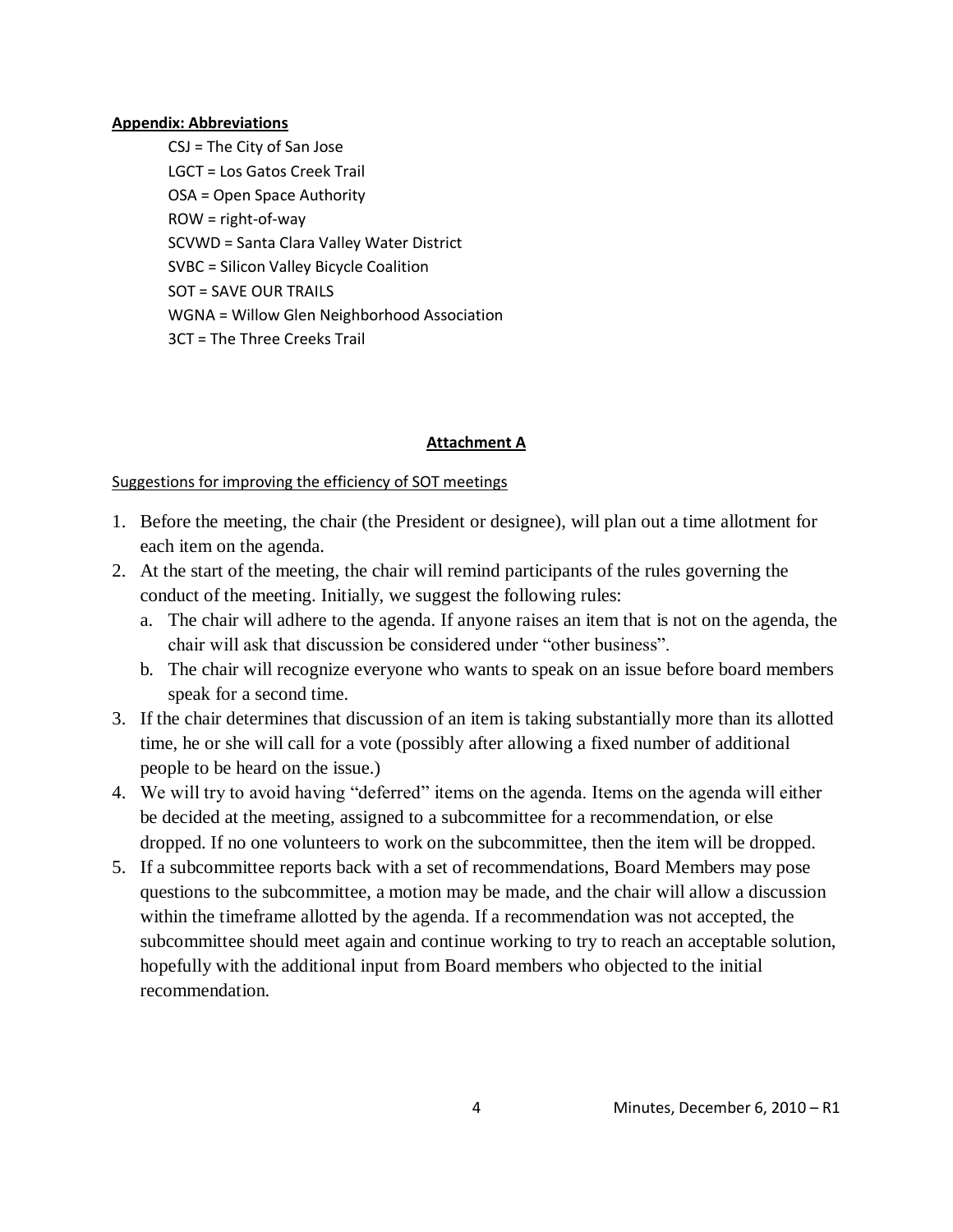**Appendix: Abbreviations**

CSJ = The City of San Jose
LGCT = Los Gatos Creek Trail
OSA = Open Space Authority
ROW = right-of-way
SCVWD = Santa Clara Valley Water District
SVBC = Silicon Valley Bicycle Coalition
SOT = SAVE OUR TRAILS
WGNA = Willow Glen Neighborhood Association
3CT = The Three Creeks Trail

**Attachment A**

Suggestions for improving the efficiency of SOT meetings

1. Before the meeting, the chair (the President or designee), will plan out a time allotment for each item on the agenda.
2. At the start of the meeting, the chair will remind participants of the rules governing the conduct of the meeting. Initially, we suggest the following rules:
   a. The chair will adhere to the agenda. If anyone raises an item that is not on the agenda, the chair will ask that discussion be considered under "other business".
   b. The chair will recognize everyone who wants to speak on an issue before board members speak for a second time.
3. If the chair determines that discussion of an item is taking substantially more than its allotted time, he or she will call for a vote (possibly after allowing a fixed number of additional people to be heard on the issue.)
4. We will try to avoid having "deferred" items on the agenda. Items on the agenda will either be decided at the meeting, assigned to a subcommittee for a recommendation, or else dropped. If no one volunteers to work on the subcommittee, then the item will be dropped.
5. If a subcommittee reports back with a set of recommendations, Board Members may pose questions to the subcommittee, a motion may be made, and the chair will allow a discussion within the timeframe allotted by the agenda. If a recommendation was not accepted, the subcommittee should meet again and continue working to try to reach an acceptable solution, hopefully with the additional input from Board members who objected to the initial recommendation.